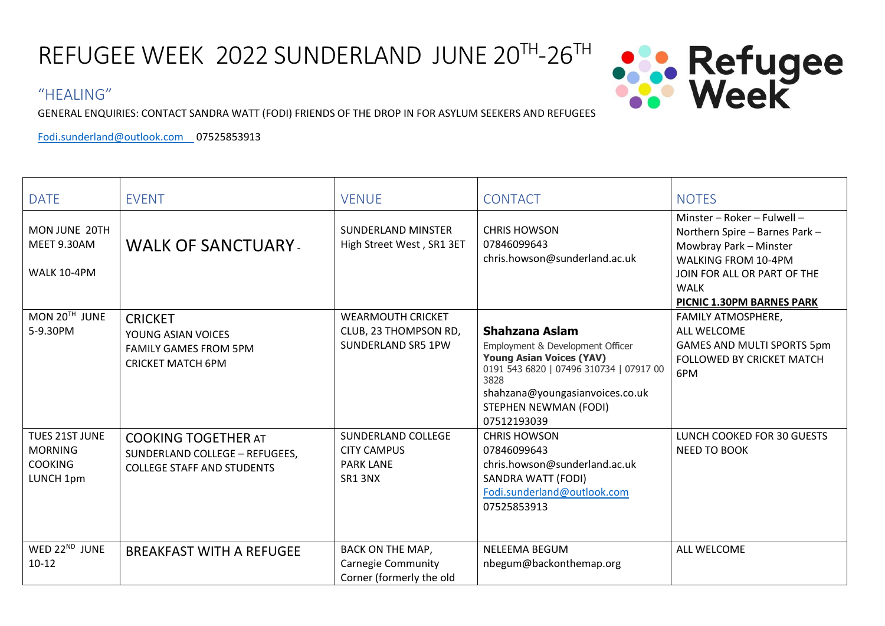# REFUGEE WEEK 2022 SUNDERLAND JUNE 20TH-26TH

## "HEALING"

GENERAL ENQUIRIES: CONTACT SANDRA WATT (FODI) FRIENDS OF THE DROP IN FOR ASYLUM SEEKERS AND REFUGEES

Fodi.sunderland@outlook.com 07525853913

| DATE | EVENT | VENUE | CONTACT | NOTES |
|---|---|---|---|---|
| MON JUNE 20TH<br>MEET 9.30AM<br><br>WALK 10-4PM | WALK OF SANCTUARY - | SUNDERLAND MINSTER<br>High Street West , SR1 3ET | CHRIS HOWSON<br>07846099643<br>chris.howson@sunderland.ac.uk | Minster – Roker – Fulwell – Northern Spire – Barnes Park – Mowbray Park – Minster<br>WALKING FROM 10-4PM<br>JOIN FOR ALL OR PART OF THE WALK<br>**PICNIC 1.30PM BARNES PARK** |
| MON 20TH JUNE<br>5-9.30PM | CRICKET<br>YOUNG ASIAN VOICES<br>FAMILY GAMES FROM 5PM<br>CRICKET MATCH 6PM | WEARMOUTH CRICKET CLUB, 23 THOMPSON RD, SUNDERLAND SR5 1PW | **Shahzana Aslam**<br>Employment & Development Officer<br>**Young Asian Voices (YAV)**<br>0191 543 6820 \| 07496 310734 \| 07917 00 3828<br>shahzana@youngasianvoices.co.uk<br>STEPHEN NEWMAN (FODI)<br>07512193039 | FAMILY ATMOSPHERE,<br>ALL WELCOME<br>GAMES AND MULTI SPORTS 5pm FOLLOWED BY CRICKET MATCH 6PM |
| TUES 21ST JUNE<br>MORNING COOKING<br>LUNCH 1pm | COOKING TOGETHER AT SUNDERLAND COLLEGE – REFUGEES, COLLEGE STAFF AND STUDENTS | SUNDERLAND COLLEGE<br>CITY CAMPUS<br>PARK LANE<br>SR1 3NX | CHRIS HOWSON<br>07846099643<br>chris.howson@sunderland.ac.uk<br>SANDRA WATT (FODI)<br>Fodi.sunderland@outlook.com<br>07525853913 | LUNCH COOKED FOR 30 GUESTS<br>NEED TO BOOK |
| WED 22ND JUNE<br>10-12 | BREAKFAST WITH A REFUGEE | BACK ON THE MAP, Carnegie Community Corner (formerly the old | NELEEMA BEGUM<br>nbegum@backonthemap.org | ALL WELCOME |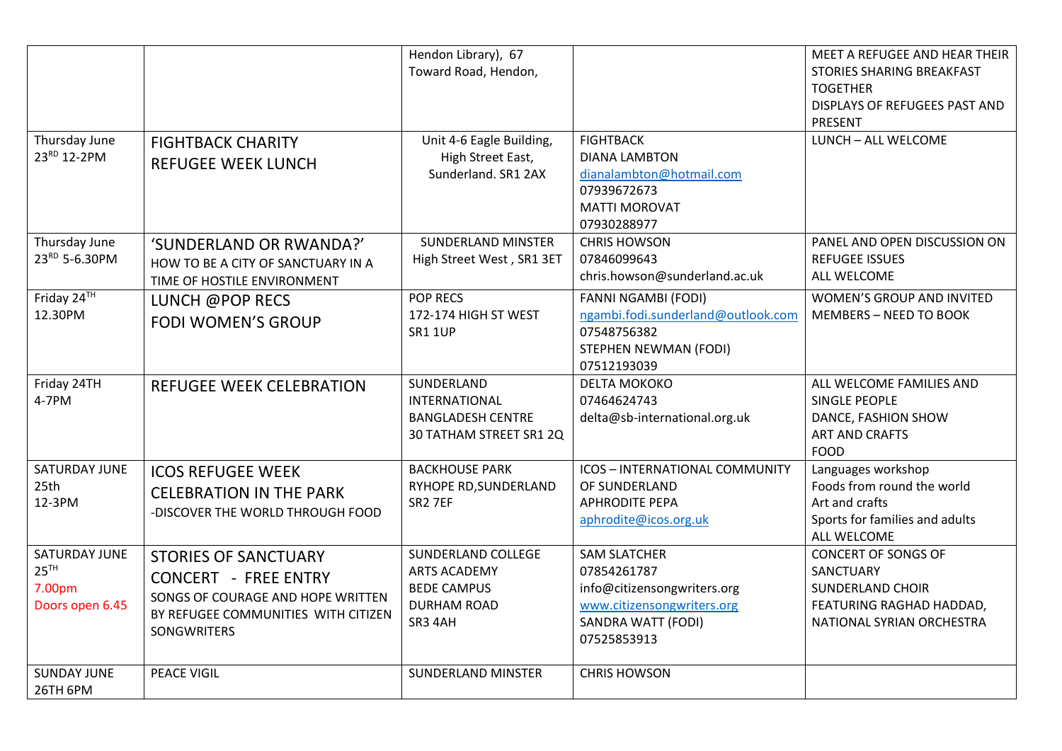| | | | | |
|---|---|---|---|---|
| | | Hendon Library), 67 Toward Road, Hendon, | | MEET A REFUGEE AND HEAR THEIR STORIES SHARING BREAKFAST TOGETHER<br>DISPLAYS OF REFUGEES PAST AND PRESENT |
| Thursday June 23RD 12-2PM | FIGHTBACK CHARITY<br>REFUGEE WEEK LUNCH | Unit 4-6 Eagle Building, High Street East, Sunderland. SR1 2AX | FIGHTBACK<br>DIANA LAMBTON<br>dianalambton@hotmail.com<br>07939672673<br>MATTI MOROVAT<br>07930288977 | LUNCH – ALL WELCOME |
| Thursday June 23RD 5-6.30PM | 'SUNDERLAND OR RWANDA?'<br>HOW TO BE A CITY OF SANCTUARY IN A TIME OF HOSTILE ENVIRONMENT | SUNDERLAND MINSTER<br>High Street West , SR1 3ET | CHRIS HOWSON<br>07846099643<br>chris.howson@sunderland.ac.uk | PANEL AND OPEN DISCUSSION ON REFUGEE ISSUES<br>ALL WELCOME |
| Friday 24TH 12.30PM | LUNCH @POP RECS<br>FODI WOMEN'S GROUP | POP RECS<br>172-174 HIGH ST WEST<br>SR1 1UP | FANNI NGAMBI (FODI)<br>ngambi.fodi.sunderland@outlook.com<br>07548756382<br>STEPHEN NEWMAN (FODI)<br>07512193039 | WOMEN'S GROUP AND INVITED MEMBERS – NEED TO BOOK |
| Friday 24TH 4-7PM | REFUGEE WEEK CELEBRATION | SUNDERLAND INTERNATIONAL BANGLADESH CENTRE<br>30 TATHAM STREET SR1 2Q | DELTA MOKOKO<br>07464624743<br>delta@sb-international.org.uk | ALL WELCOME FAMILIES AND SINGLE PEOPLE<br>DANCE, FASHION SHOW<br>ART AND CRAFTS<br>FOOD |
| SATURDAY JUNE 25th 12-3PM | ICOS REFUGEE WEEK CELEBRATION IN THE PARK<br>-DISCOVER THE WORLD THROUGH FOOD | BACKHOUSE PARK<br>RYHOPE RD,SUNDERLAND<br>SR2 7EF | ICOS – INTERNATIONAL COMMUNITY OF SUNDERLAND<br>APHRODITE PEPA<br>aphrodite@icos.org.uk | Languages workshop<br>Foods from round the world<br>Art and crafts<br>Sports for families and adults<br>ALL WELCOME |
| SATURDAY JUNE 25TH<br>7.00pm<br>Doors open 6.45 | STORIES OF SANCTUARY<br>CONCERT - FREE ENTRY<br>SONGS OF COURAGE AND HOPE WRITTEN BY REFUGEE COMMUNITIES WITH CITIZEN SONGWRITERS | SUNDERLAND COLLEGE ARTS ACADEMY<br>BEDE CAMPUS<br>DURHAM ROAD<br>SR3 4AH | SAM SLATCHER<br>07854261787<br>info@citizensongwriters.org<br>www.citizensongwriters.org<br>SANDRA WATT (FODI)<br>07525853913 | CONCERT OF SONGS OF SANCTUARY<br>SUNDERLAND CHOIR<br>FEATURING RAGHAD HADDAD, NATIONAL SYRIAN ORCHESTRA |
| SUNDAY JUNE 26TH 6PM | PEACE VIGIL | SUNDERLAND MINSTER | CHRIS HOWSON | |